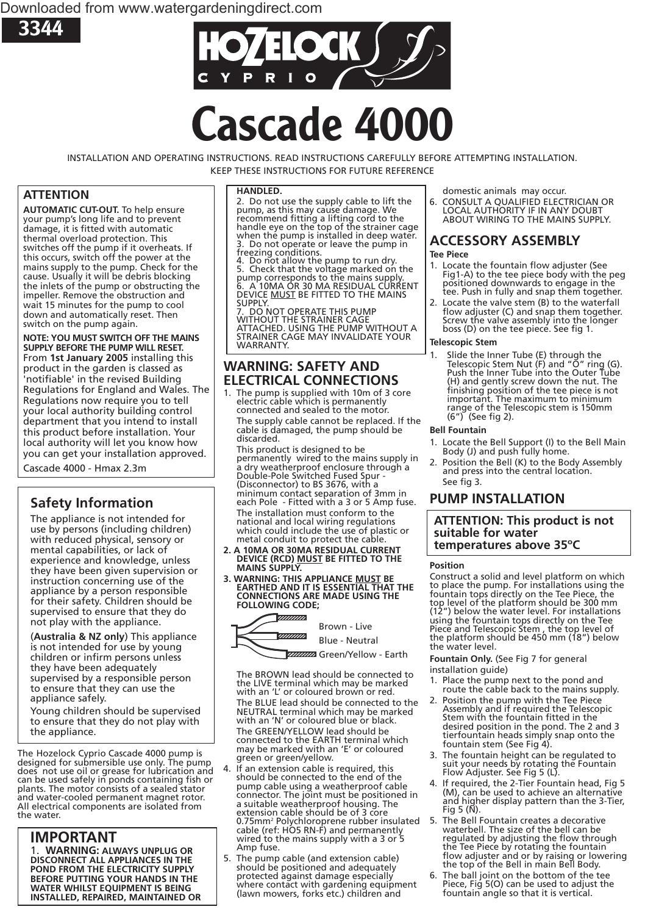3344

# Cascade 4000

HOZELOCK CYPRIO

INSTALLATION AND OPERATING INSTRUCTIONS. READ INSTRUCTIONS CAREFULLY BEFORE ATTEMPTING INSTALLATION. KEEP THESE INSTRUCTIONS FOR FUTURE REFERENCE

## ATTENTION

**AUTOMATIC CUT-OUT.** To help ensure your pump's long life and to prevent damage, it is fitted with automatic thermal overload protection. This switches off the pump if it overheats. If this occurs, switch off the power at the mains supply to the pump. Check for the cause. Usually it will be debris blocking the inlets of the pump or obstructing the impeller. Remove the obstruction and wait 15 minutes for the pump to cool down and automatically reset. Then switch on the pump again.

**NOTE: YOU MUST SWITCH OFF THE MAINS SUPPLY BEFORE THE PUMP WILL RESET.**

From **1st January 2005** installing this product in the garden is classed as 'notifiable' in the revised Building Regulations for England and Wales. The Regulations now require you to tell your local authority building control department that you intend to install this product before installation. Your local authority will let you know how you can get your installation approved.

Cascade 4000 - Hmax 2.3m

## Safety Information

The appliance is not intended for use by persons (including children) with reduced physical, sensory or mental capabilities, or lack of experience and knowledge, unless they have been given supervision or instruction concerning use of the appliance by a person responsible for their safety. Children should be supervised to ensure that they do not play with the appliance.

(**Australia & NZ only**) This appliance is not intended for use by young children or infirm persons unless they have been adequately supervised by a responsible person to ensure that they can use the appliance safely.

Young children should be supervised to ensure that they do not play with the appliance.

The Hozelock Cyprio Cascade 4000 pump is designed for submersible use only. The pump does not use oil or grease for lubrication and can be used safely in ponds containing fish or plants. The motor consists of a sealed stator and water-cooled permanent magnet rotor. All electrical components are isolated from the water.

## IMPORTANT

1. **WARNING: ALWAYS UNPLUG OR DISCONNECT ALL APPLIANCES IN THE POND FROM THE ELECTRICITY SUPPLY BEFORE PUTTING YOUR HANDS IN THE WATER WHILST EQUIPMENT IS BEING INSTALLED, REPAIRED, MAINTAINED OR HANDLED.**
2. Do not use the supply cable to lift the pump, as this may cause damage. We recommend fitting a lifting cord to the handle eye on the top of the strainer cage when the pump is installed in deep water.
3. Do not operate or leave the pump in freezing conditions.
4. Do not allow the pump to run dry.
5. Check that the voltage marked on the pump corresponds to the mains supply.
6. A 10MA OR 30 MA RESIDUAL CURRENT DEVICE <u>MUST</u> BE FITTED TO THE MAINS SUPPLY.
7. DO NOT OPERATE THIS PUMP WITHOUT THE STRAINER CAGE ATTACHED. USING THE PUMP WITHOUT A STRAINER CAGE MAY INVALIDATE YOUR WARRANTY.

## WARNING: SAFETY AND ELECTRICAL CONNECTIONS

1. The pump is supplied with 10m of 3 core electric cable which is permanently connected and sealed to the motor.

   The supply cable cannot be replaced. If the cable is damaged, the pump should be discarded.

   This product is designed to be permanently wired to the mains supply in a dry weatherproof enclosure through a Double-Pole Switched Fused Spur - (Disconnector) to BS 3676, with a minimum contact separation of 3mm in each Pole - Fitted with a 3 or 5 Amp fuse.

   The installation must conform to the national and local wiring regulations which could include the use of plastic or metal conduit to protect the cable.
2. **A 10MA OR 30MA RESIDUAL CURRENT DEVICE (RCD) <u>MUST</u> BE FITTED TO THE MAINS SUPPLY.**
3. **WARNING: THIS APPLIANCE <u>MUST</u> BE EARTHED AND IT IS ESSENTIAL THAT THE CONNECTIONS ARE MADE USING THE FOLLOWING CODE;**

   Brown - Live
   Blue - Neutral
   Green/Yellow - Earth

   The BROWN lead should be connected to the LIVE terminal which may be marked with an 'L' or coloured brown or red.

   The BLUE lead should be connected to the NEUTRAL terminal which may be marked with an 'N' or coloured blue or black.

   The GREEN/YELLOW lead should be connected to the EARTH terminal which may be marked with an 'E' or coloured green or green/yellow.
4. If an extension cable is required, this should be connected to the end of the pump cable using a weatherproof cable connector. The joint must be positioned in a suitable weatherproof housing. The extension cable should be of 3 core 0.75mm$^2$ Polychloroprene rubber insulated cable (ref: HO5 RN-F) and permanently wired to the mains supply with a 3 or 5 Amp fuse.
5. The pump cable (and extension cable) should be positioned and adequately protected against damage especially where contact with gardening equipment (lawn mowers, forks etc.) children and domestic animals may occur.
6. CONSULT A QUALIFIED ELECTRICIAN OR LOCAL AUTHORITY IF IN ANY DOUBT ABOUT WIRING TO THE MAINS SUPPLY.

## ACCESSORY ASSEMBLY

**Tee Piece**

1. Locate the fountain flow adjuster (See Fig1-A) to the tee piece body with the peg positioned downwards to engage in the tee. Push in fully and snap them together.
2. Locate the valve stem (B) to the waterfall flow adjuster (C) and snap them together. Screw the valve assembly into the longer boss (D) on the tee piece. See fig 1.

**Telescopic Stem**

1. Slide the Inner Tube (E) through the Telescopic Stem Nut (F) and "O" ring (G). Push the Inner Tube into the Outer Tube (H) and gently screw down the nut. The finishing position of the tee piece is not important. The maximum to minimum range of the Telescopic stem is 150mm (6") (See fig 2).

**Bell Fountain**

1. Locate the Bell Support (I) to the Bell Main Body (J) and push fully home.
2. Position the Bell (K) to the Body Assembly and press into the central location. See fig 3.

## PUMP INSTALLATION

**ATTENTION: This product is not suitable for water temperatures above 35ºC**

**Position**

Construct a solid and level platform on which to place the pump. For installations using the fountain tops directly on the Tee Piece, the top level of the platform should be 300 mm (12") below the water level. For installations using the fountain tops directly on the Tee Piece and Telescopic Stem , the top level of the platform should be 450 mm (18") below the water level.

**Fountain Only.** (See Fig 7 for general installation guide)

1. Place the pump next to the pond and route the cable back to the mains supply.
2. Position the pump with the Tee Piece Assembly and if required the Telescopic Stem with the fountain fitted in the desired position in the pond. The 2 and 3 tierfountain heads simply snap onto the fountain stem (See Fig 4).
3. The fountain height can be regulated to suit your needs by rotating the Fountain Flow Adjuster. See Fig 5 (L).
4. If required, the 2-Tier Fountain head, Fig 5 (M), can be used to achieve an alternative and higher display pattern than the 3-Tier, Fig 5 (N).
5. The Bell Fountain creates a decorative waterbell. The size of the bell can be regulated by adjusting the flow through the Tee Piece by rotating the fountain flow adjuster and or by raising or lowering the top of the Bell in main Bell Body.
6. The ball joint on the bottom of the tee Piece, Fig 5(O) can be used to adjust the fountain angle so that it is vertical.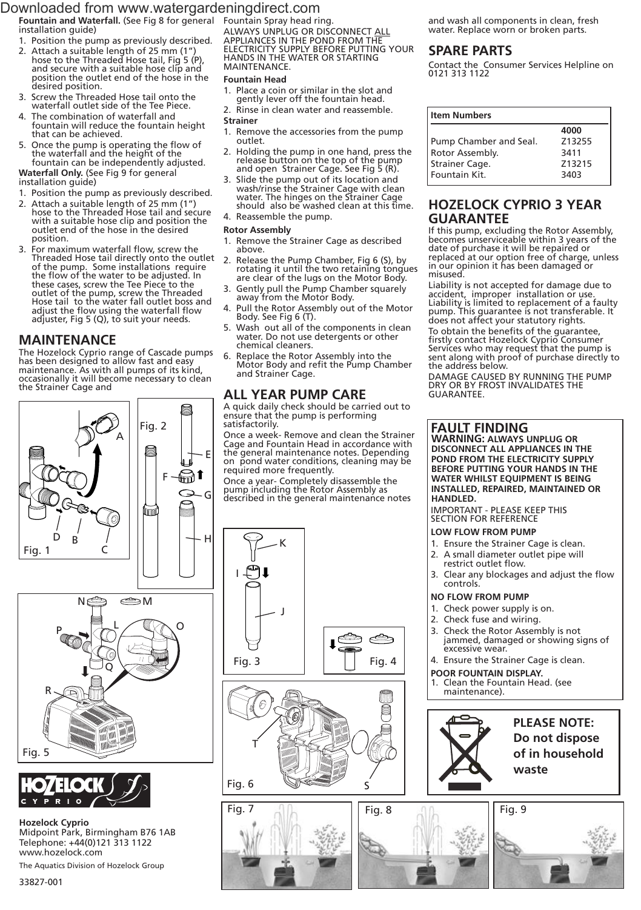**Fountain and Waterfall.** (See Fig 8 for general installation guide)

1. Position the pump as previously described.
2. Attach a suitable length of 25 mm (1") hose to the Threaded Hose tail, Fig 5 (P), and secure with a suitable hose clip and position the outlet end of the hose in the desired position.
3. Screw the Threaded Hose tail onto the waterfall outlet side of the Tee Piece.
4. The combination of waterfall and fountain will reduce the fountain height that can be achieved.
5. Once the pump is operating the flow of the waterfall and the height of the fountain can be independently adjusted.

**Waterfall Only.** (See Fig 9 for general installation guide)

1. Position the pump as previously described.
2. Attach a suitable length of 25 mm (1") hose to the Threaded Hose tail and secure with a suitable hose clip and position the outlet end of the hose in the desired position.
3. For maximum waterfall flow, screw the Threaded Hose tail directly onto the outlet of the pump. Some installations require the flow of the water to be adjusted. In these cases, screw the Tee Piece to the outlet of the pump, screw the Threaded Hose tail to the water fall outlet boss and adjust the flow using the waterfall flow adjuster, Fig 5 (Q), to suit your needs.

## MAINTENANCE

The Hozelock Cyprio range of Cascade pumps has been designed to allow fast and easy maintenance. As with all pumps of its kind, occasionally it will become necessary to clean the Strainer Cage and Fountain Spray head ring.

ALWAYS UNPLUG OR DISCONNECT ALL APPLIANCES IN THE POND FROM THE ELECTRICITY SUPPLY BEFORE PUTTING YOUR HANDS IN THE WATER OR STARTING MAINTENANCE.

**Fountain Head**

1. Place a coin or similar in the slot and gently lever off the fountain head.
2. Rinse in clean water and reassemble.

**Strainer**

1. Remove the accessories from the pump outlet.
2. Holding the pump in one hand, press the release button on the top of the pump and open Strainer Cage. See Fig 5 (R).
3. Slide the pump out of its location and wash/rinse the Strainer Cage with clean water. The hinges on the Strainer Cage should also be washed clean at this time.
4. Reassemble the pump.

**Rotor Assembly**

1. Remove the Strainer Cage as described above.
2. Release the Pump Chamber, Fig 6 (S), by rotating it until the two retaining tongues are clear of the lugs on the Motor Body.
3. Gently pull the Pump Chamber squarely away from the Motor Body.
4. Pull the Rotor Assembly out of the Motor Body. See Fig 6 (T).
5. Wash out all of the components in clean water. Do not use detergents or other chemical cleaners.
6. Replace the Rotor Assembly into the Motor Body and refit the Pump Chamber and Strainer Cage.

## ALL YEAR PUMP CARE

A quick daily check should be carried out to ensure that the pump is performing satisfactorily.

Once a week- Remove and clean the Strainer Cage and Fountain Head in accordance with the general maintenance notes. Depending on pond water conditions, cleaning may be required more frequently.

Once a year- Completely disassemble the pump including the Rotor Assembly as described in the general maintenance notes and wash all components in clean, fresh water. Replace worn or broken parts.

## SPARE PARTS

Contact the Consumer Services Helpline on 0121 313 1122

| Item Numbers | |
|---|---|
| | 4000 |
| Pump Chamber and Seal. | Z13255 |
| Rotor Assembly. | 3411 |
| Strainer Cage. | Z13215 |
| Fountain Kit. | 3403 |

## HOZELOCK CYPRIO 3 YEAR GUARANTEE

If this pump, excluding the Rotor Assembly, becomes unserviceable within 3 years of the date of purchase it will be repaired or replaced at our option free of charge, unless in our opinion it has been damaged or misused.

Liability is not accepted for damage due to accident, improper installation or use. Liability is limited to replacement of a faulty pump. This guarantee is not transferable. It does not affect your statutory rights.

To obtain the benefits of the guarantee, firstly contact Hozelock Cyprio Consumer Services who may request that the pump is sent along with proof of purchase directly to the address below.

DAMAGE CAUSED BY RUNNING THE PUMP DRY OR BY FROST INVALIDATES THE GUARANTEE.

## FAULT FINDING

**WARNING: ALWAYS UNPLUG OR DISCONNECT ALL APPLIANCES IN THE POND FROM THE ELECTRICITY SUPPLY BEFORE PUTTING YOUR HANDS IN THE WATER WHILST EQUIPMENT IS BEING INSTALLED, REPAIRED, MAINTAINED OR HANDLED.**

IMPORTANT - PLEASE KEEP THIS SECTION FOR REFERENCE

**LOW FLOW FROM PUMP**

1. Ensure the Strainer Cage is clean.
2. A small diameter outlet pipe will restrict outlet flow.
3. Clear any blockages and adjust the flow controls.

**NO FLOW FROM PUMP**

1. Check power supply is on.
2. Check fuse and wiring.
3. Check the Rotor Assembly is not jammed, damaged or showing signs of excessive wear.
4. Ensure the Strainer Cage is clean.

**POOR FOUNTAIN DISPLAY.**

1. Clean the Fountain Head. (see maintenance).

**PLEASE NOTE: Do not dispose of in household waste**

Fig. 1 — A, B, C, D

Fig. 2 — E, F, G, H

Fig. 3 — I, J, K

Fig. 4

Fig. 5 — L, M, N, O, P, Q, R

Fig. 6 — S, T

Fig. 7

Fig. 8

Fig. 9

**Hozelock Cyprio**
Midpoint Park, Birmingham B76 1AB
Telephone: +44(0)121 313 1122
www.hozelock.com

The Aquatics Division of Hozelock Group

33827-001